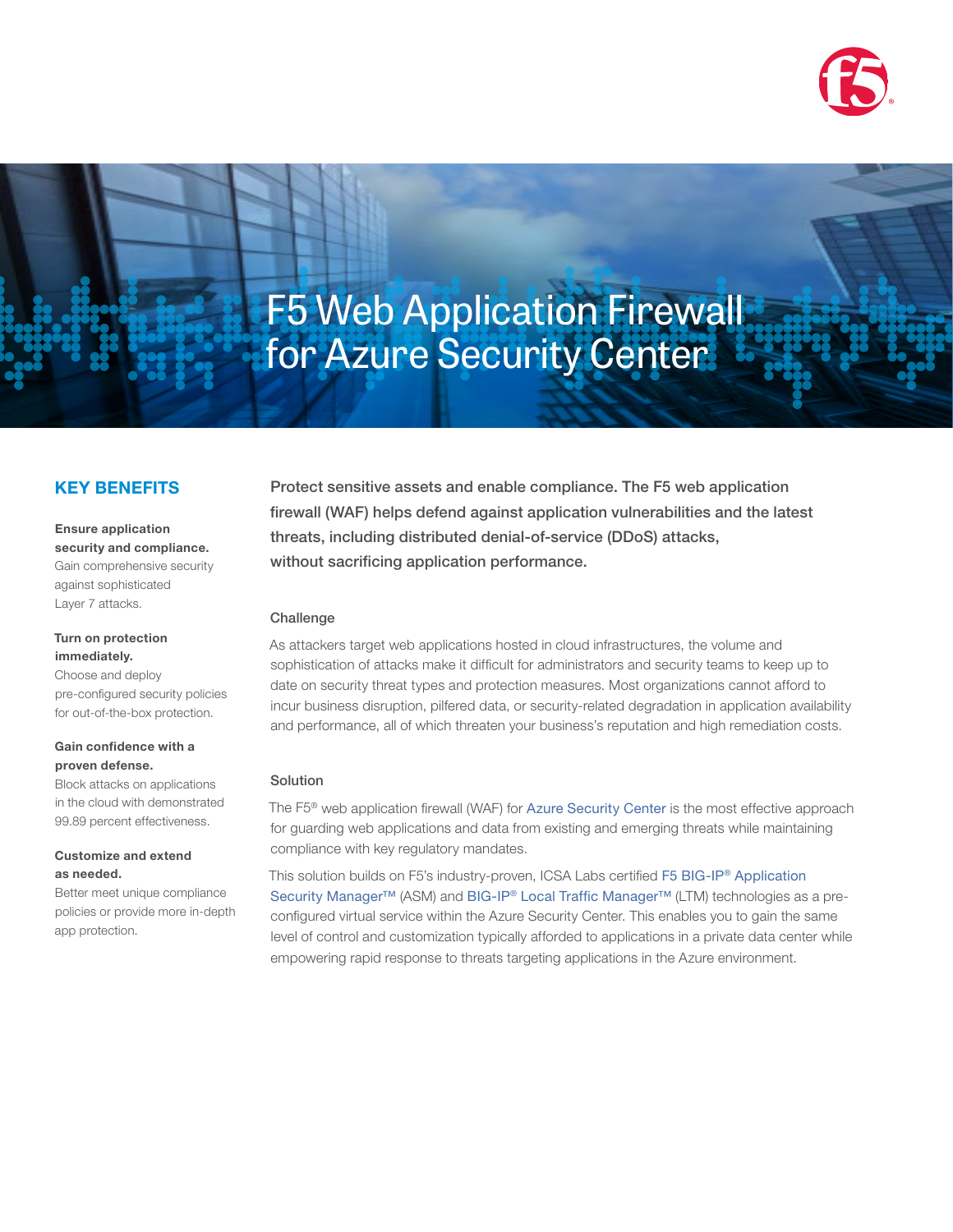# F5 Web Application Firewall for Azure Security Center

## KEY BENEFITS

**Ensure application security and compliance.**
Gain comprehensive security against sophisticated Layer 7 attacks.

**Turn on protection immediately.**
Choose and deploy pre-configured security policies for out-of-the-box protection.

**Gain confidence with a proven defense.**
Block attacks on applications in the cloud with demonstrated 99.89 percent effectiveness.

**Customize and extend as needed.**
Better meet unique compliance policies or provide more in-depth app protection.

**Protect sensitive assets and enable compliance. The F5 web application firewall (WAF) helps defend against application vulnerabilities and the latest threats, including distributed denial-of-service (DDoS) attacks, without sacrificing application performance.**

### Challenge

As attackers target web applications hosted in cloud infrastructures, the volume and sophistication of attacks make it difficult for administrators and security teams to keep up to date on security threat types and protection measures. Most organizations cannot afford to incur business disruption, pilfered data, or security-related degradation in application availability and performance, all of which threaten your business's reputation and high remediation costs.

### Solution

The F5® web application firewall (WAF) for Azure Security Center is the most effective approach for guarding web applications and data from existing and emerging threats while maintaining compliance with key regulatory mandates.

This solution builds on F5's industry-proven, ICSA Labs certified F5 BIG-IP® Application Security Manager™ (ASM) and BIG-IP® Local Traffic Manager™ (LTM) technologies as a pre-configured virtual service within the Azure Security Center. This enables you to gain the same level of control and customization typically afforded to applications in a private data center while empowering rapid response to threats targeting applications in the Azure environment.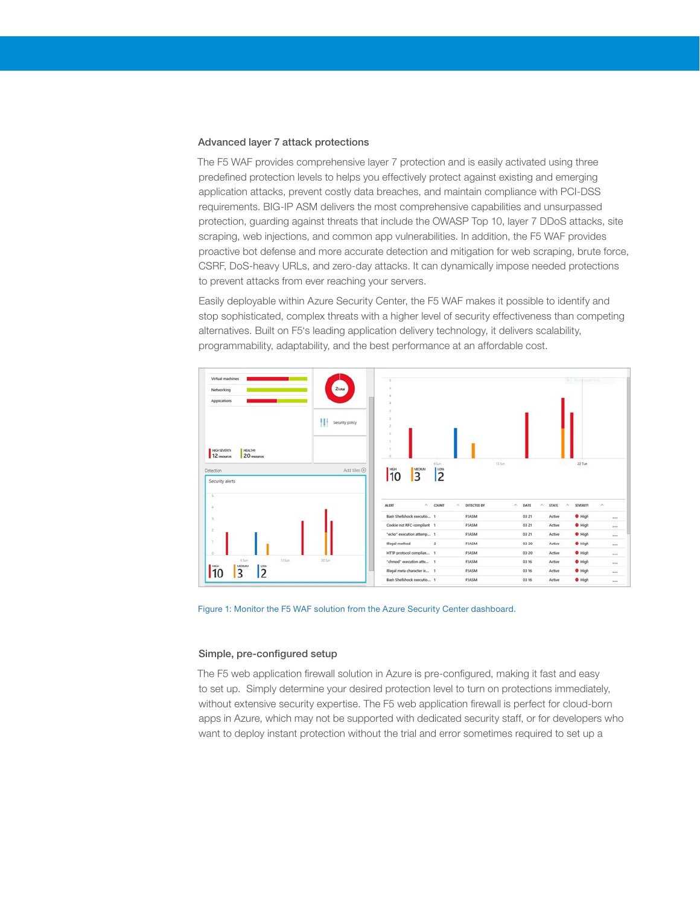### Advanced layer 7 attack protections

The F5 WAF provides comprehensive layer 7 protection and is easily activated using three predefined protection levels to helps you effectively protect against existing and emerging application attacks, prevent costly data breaches, and maintain compliance with PCI-DSS requirements. BIG-IP ASM delivers the most comprehensive capabilities and unsurpassed protection, guarding against threats that include the OWASP Top 10, layer 7 DDoS attacks, site scraping, web injections, and common app vulnerabilities. In addition, the F5 WAF provides proactive bot defense and more accurate detection and mitigation for web scraping, brute force, CSRF, DoS-heavy URLs, and zero-day attacks. It can dynamically impose needed protections to prevent attacks from ever reaching your servers.

Easily deployable within Azure Security Center, the F5 WAF makes it possible to identify and stop sophisticated, complex threats with a higher level of security effectiveness than competing alternatives. Built on F5's leading application delivery technology, it delivers scalability, programmability, adaptability, and the best performance at an affordable cost.

Figure 1: Monitor the F5 WAF solution from the Azure Security Center dashboard.

### Simple, pre-configured setup

The F5 web application firewall solution in Azure is pre-configured, making it fast and easy to set up. Simply determine your desired protection level to turn on protections immediately, without extensive security expertise. The F5 web application firewall is perfect for cloud-born apps in Azure, which may not be supported with dedicated security staff, or for developers who want to deploy instant protection without the trial and error sometimes required to set up a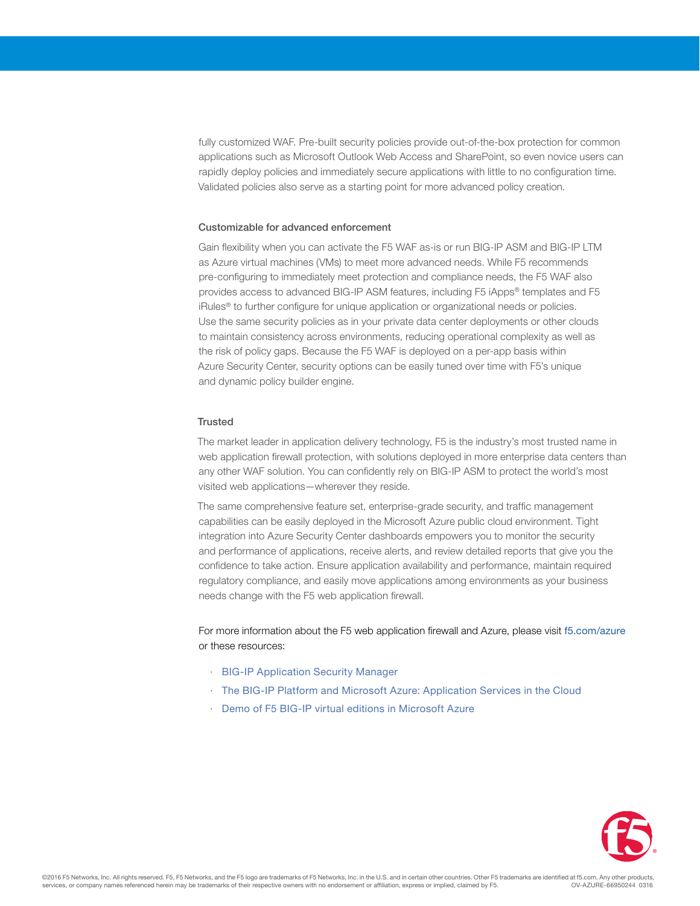fully customized WAF. Pre-built security policies provide out-of-the-box protection for common applications such as Microsoft Outlook Web Access and SharePoint, so even novice users can rapidly deploy policies and immediately secure applications with little to no configuration time. Validated policies also serve as a starting point for more advanced policy creation.

### Customizable for advanced enforcement

Gain flexibility when you can activate the F5 WAF as-is or run BIG-IP ASM and BIG-IP LTM as Azure virtual machines (VMs) to meet more advanced needs. While F5 recommends pre-configuring to immediately meet protection and compliance needs, the F5 WAF also provides access to advanced BIG-IP ASM features, including F5 iApps® templates and F5 iRules® to further configure for unique application or organizational needs or policies. Use the same security policies as in your private data center deployments or other clouds to maintain consistency across environments, reducing operational complexity as well as the risk of policy gaps. Because the F5 WAF is deployed on a per-app basis within Azure Security Center, security options can be easily tuned over time with F5's unique and dynamic policy builder engine.

### Trusted

The market leader in application delivery technology, F5 is the industry's most trusted name in web application firewall protection, with solutions deployed in more enterprise data centers than any other WAF solution. You can confidently rely on BIG-IP ASM to protect the world's most visited web applications—wherever they reside.

The same comprehensive feature set, enterprise-grade security, and traffic management capabilities can be easily deployed in the Microsoft Azure public cloud environment. Tight integration into Azure Security Center dashboards empowers you to monitor the security and performance of applications, receive alerts, and review detailed reports that give you the confidence to take action. Ensure application availability and performance, maintain required regulatory compliance, and easily move applications among environments as your business needs change with the F5 web application firewall.

For more information about the F5 web application firewall and Azure, please visit f5.com/azure or these resources:

- BIG-IP Application Security Manager
- The BIG-IP Platform and Microsoft Azure: Application Services in the Cloud
- Demo of F5 BIG-IP virtual editions in Microsoft Azure

©2016 F5 Networks, Inc. All rights reserved. F5, F5 Networks, and the F5 logo are trademarks of F5 Networks, Inc. in the U.S. and in certain other countries. Other F5 trademarks are identified at f5.com. Any other products, services, or company names referenced herein may be trademarks of their respective owners with no endorsement or affiliation, express or implied, claimed by F5. OV-AZURE-66950244 0316